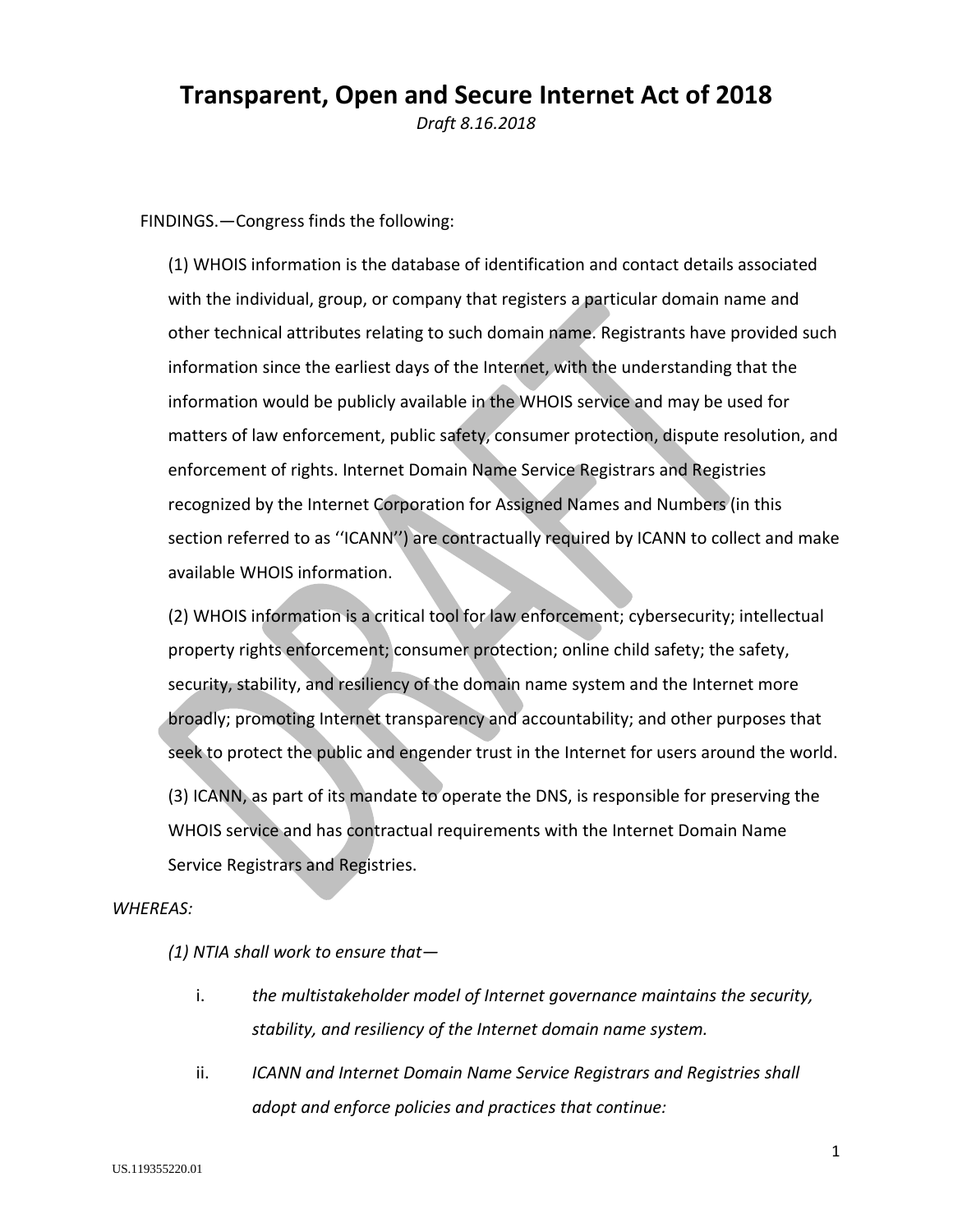# Transparent, Open and Secure Internet Act of 2018

*Draft 8.16.2018*

FINDINGS.—Congress finds the following:

(1) WHOIS information is the database of identification and contact details associated with the individual, group, or company that registers a particular domain name and other technical attributes relating to such domain name. Registrants have provided such information since the earliest days of the Internet, with the understanding that the information would be publicly available in the WHOIS service and may be used for matters of law enforcement, public safety, consumer protection, dispute resolution, and enforcement of rights. Internet Domain Name Service Registrars and Registries recognized by the Internet Corporation for Assigned Names and Numbers (in this section referred to as ''ICANN'') are contractually required by ICANN to collect and make available WHOIS information.

(2) WHOIS information is a critical tool for law enforcement; cybersecurity; intellectual property rights enforcement; consumer protection; online child safety; the safety, security, stability, and resiliency of the domain name system and the Internet more broadly; promoting Internet transparency and accountability; and other purposes that seek to protect the public and engender trust in the Internet for users around the world.

(3) ICANN, as part of its mandate to operate the DNS, is responsible for preserving the WHOIS service and has contractual requirements with the Internet Domain Name Service Registrars and Registries.

*WHEREAS:*

*(1) NTIA shall work to ensure that—*

i. *the multistakeholder model of Internet governance maintains the security, stability, and resiliency of the Internet domain name system.*

ii. *ICANN and Internet Domain Name Service Registrars and Registries shall adopt and enforce policies and practices that continue:*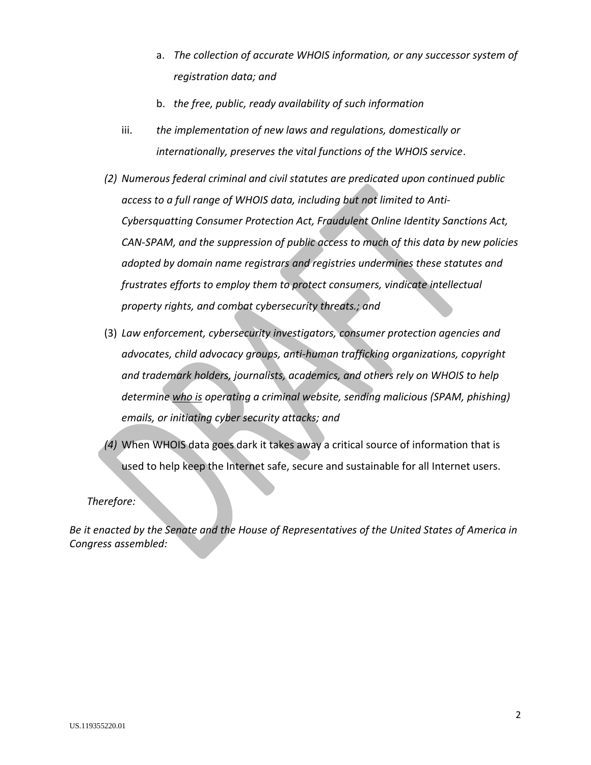a. *The collection of accurate WHOIS information, or any successor system of registration data; and*

b. *the free, public, ready availability of such information*

iii. *the implementation of new laws and regulations, domestically or internationally, preserves the vital functions of the WHOIS service*.

*(2) Numerous federal criminal and civil statutes are predicated upon continued public access to a full range of WHOIS data, including but not limited to Anti-Cybersquatting Consumer Protection Act, Fraudulent Online Identity Sanctions Act, CAN-SPAM, and the suppression of public access to much of this data by new policies adopted by domain name registrars and registries undermines these statutes and frustrates efforts to employ them to protect consumers, vindicate intellectual property rights, and combat cybersecurity threats.; and*

(3) *Law enforcement, cybersecurity investigators, consumer protection agencies and advocates, child advocacy groups, anti-human trafficking organizations, copyright and trademark holders, journalists, academics, and others rely on WHOIS to help determine <u>who is</u> operating a criminal website, sending malicious (SPAM, phishing) emails, or initiating cyber security attacks; and*

*(4)* When WHOIS data goes dark it takes away a critical source of information that is used to help keep the Internet safe, secure and sustainable for all Internet users.

*Therefore:*

*Be it enacted by the Senate and the House of Representatives of the United States of America in Congress assembled:*

US.119355220.01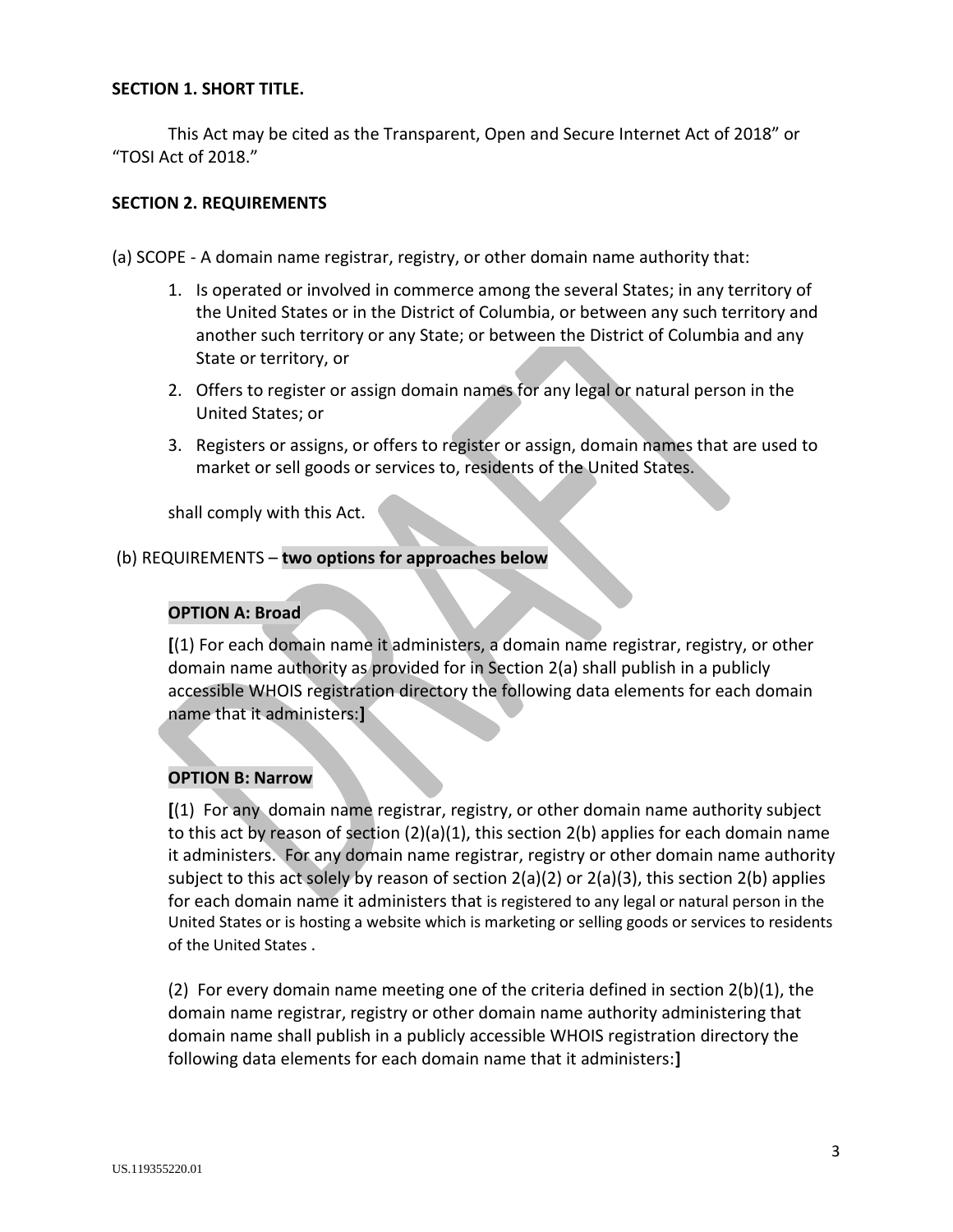**SECTION 1. SHORT TITLE.**

This Act may be cited as the Transparent, Open and Secure Internet Act of 2018" or "TOSI Act of 2018."

**SECTION 2. REQUIREMENTS**

(a) SCOPE - A domain name registrar, registry, or other domain name authority that:

1. Is operated or involved in commerce among the several States; in any territory of the United States or in the District of Columbia, or between any such territory and another such territory or any State; or between the District of Columbia and any State or territory, or
2. Offers to register or assign domain names for any legal or natural person in the United States; or
3. Registers or assigns, or offers to register or assign, domain names that are used to market or sell goods or services to, residents of the United States.

shall comply with this Act.

(b) REQUIREMENTS – **two options for approaches below**

**OPTION A: Broad**

**[**(1) For each domain name it administers, a domain name registrar, registry, or other domain name authority as provided for in Section 2(a) shall publish in a publicly accessible WHOIS registration directory the following data elements for each domain name that it administers:**]**

**OPTION B: Narrow**

**[**(1) For any domain name registrar, registry, or other domain name authority subject to this act by reason of section (2)(a)(1), this section 2(b) applies for each domain name it administers. For any domain name registrar, registry or other domain name authority subject to this act solely by reason of section 2(a)(2) or 2(a)(3), this section 2(b) applies for each domain name it administers that is registered to any legal or natural person in the United States or is hosting a website which is marketing or selling goods or services to residents of the United States .

(2) For every domain name meeting one of the criteria defined in section 2(b)(1), the domain name registrar, registry or other domain name authority administering that domain name shall publish in a publicly accessible WHOIS registration directory the following data elements for each domain name that it administers:**]**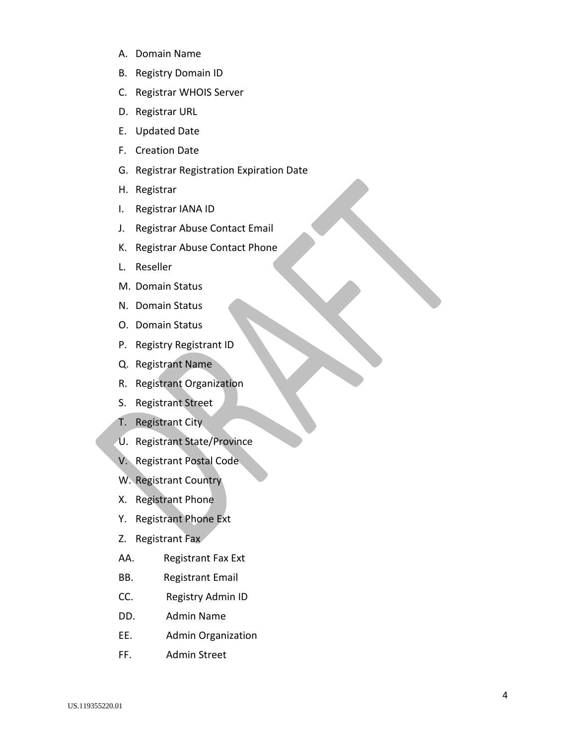A. Domain Name
B. Registry Domain ID
C. Registrar WHOIS Server
D. Registrar URL
E. Updated Date
F. Creation Date
G. Registrar Registration Expiration Date
H. Registrar
I. Registrar IANA ID
J. Registrar Abuse Contact Email
K. Registrar Abuse Contact Phone
L. Reseller
M. Domain Status
N. Domain Status
O. Domain Status
P. Registry Registrant ID
Q. Registrant Name
R. Registrant Organization
S. Registrant Street
T. Registrant City
U. Registrant State/Province
V. Registrant Postal Code
W. Registrant Country
X. Registrant Phone
Y. Registrant Phone Ext
Z. Registrant Fax
AA. Registrant Fax Ext
BB. Registrant Email
CC. Registry Admin ID
DD. Admin Name
EE. Admin Organization
FF. Admin Street

US.119355220.01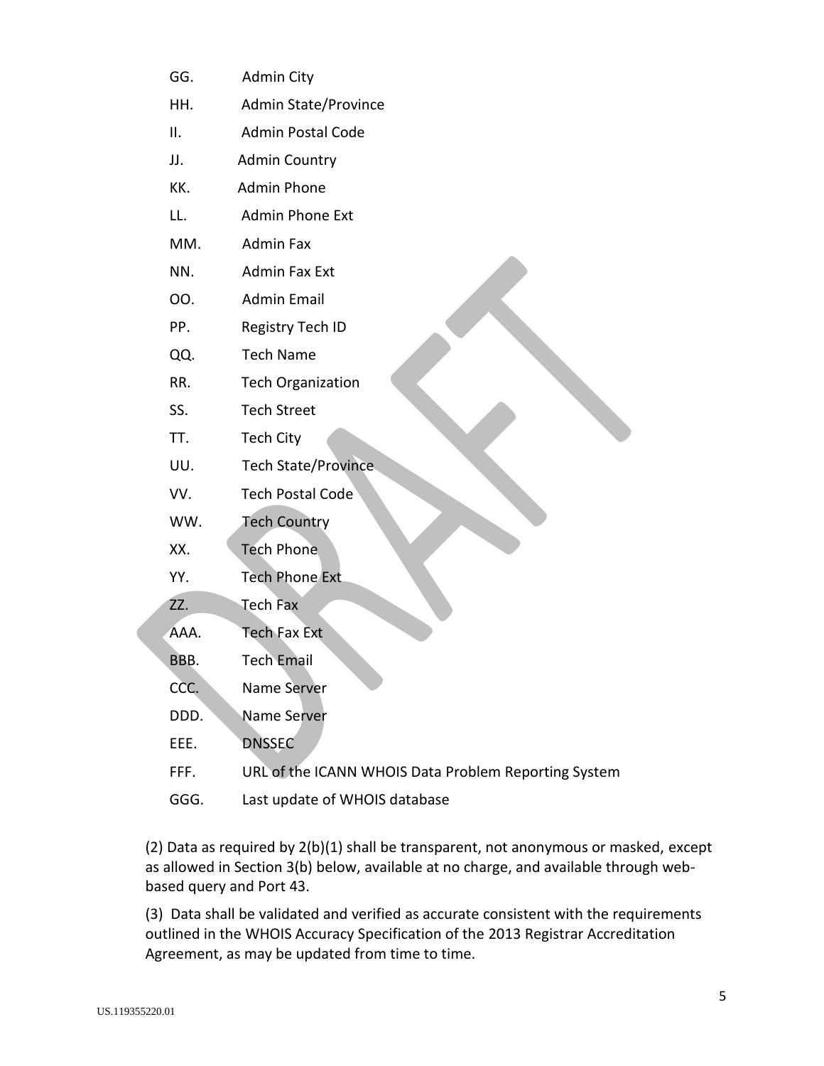GG. Admin City

HH. Admin State/Province

II. Admin Postal Code

JJ. Admin Country

KK. Admin Phone

LL. Admin Phone Ext

MM. Admin Fax

NN. Admin Fax Ext

OO. Admin Email

PP. Registry Tech ID

QQ. Tech Name

RR. Tech Organization

SS. Tech Street

TT. Tech City

UU. Tech State/Province

VV. Tech Postal Code

WW. Tech Country

XX. Tech Phone

YY. Tech Phone Ext

ZZ. Tech Fax

AAA. Tech Fax Ext

BBB. Tech Email

CCC. Name Server

DDD. Name Server

EEE. DNSSEC

FFF. URL of the ICANN WHOIS Data Problem Reporting System

GGG. Last update of WHOIS database

(2) Data as required by 2(b)(1) shall be transparent, not anonymous or masked, except as allowed in Section 3(b) below, available at no charge, and available through web-based query and Port 43.

(3) Data shall be validated and verified as accurate consistent with the requirements outlined in the WHOIS Accuracy Specification of the 2013 Registrar Accreditation Agreement, as may be updated from time to time.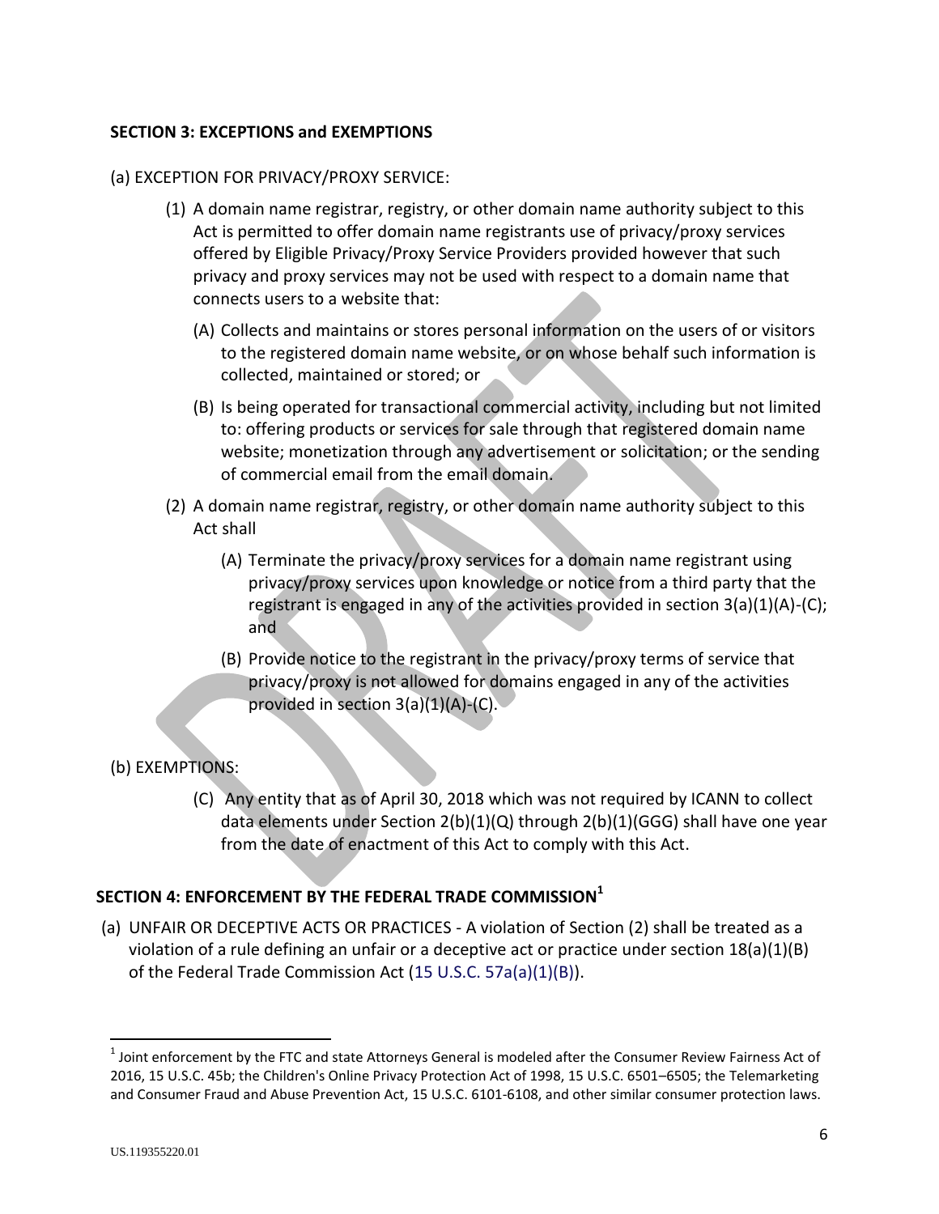**SECTION 3: EXCEPTIONS and EXEMPTIONS**

(a) EXCEPTION FOR PRIVACY/PROXY SERVICE:

(1) A domain name registrar, registry, or other domain name authority subject to this Act is permitted to offer domain name registrants use of privacy/proxy services offered by Eligible Privacy/Proxy Service Providers provided however that such privacy and proxy services may not be used with respect to a domain name that connects users to a website that:

(A) Collects and maintains or stores personal information on the users of or visitors to the registered domain name website, or on whose behalf such information is collected, maintained or stored; or

(B) Is being operated for transactional commercial activity, including but not limited to: offering products or services for sale through that registered domain name website; monetization through any advertisement or solicitation; or the sending of commercial email from the email domain.

(2) A domain name registrar, registry, or other domain name authority subject to this Act shall

(A) Terminate the privacy/proxy services for a domain name registrant using privacy/proxy services upon knowledge or notice from a third party that the registrant is engaged in any of the activities provided in section 3(a)(1)(A)-(C); and

(B) Provide notice to the registrant in the privacy/proxy terms of service that privacy/proxy is not allowed for domains engaged in any of the activities provided in section 3(a)(1)(A)-(C).

(b) EXEMPTIONS:

(C) Any entity that as of April 30, 2018 which was not required by ICANN to collect data elements under Section 2(b)(1)(Q) through 2(b)(1)(GGG) shall have one year from the date of enactment of this Act to comply with this Act.

**SECTION 4: ENFORCEMENT BY THE FEDERAL TRADE COMMISSION[1]**

(a) UNFAIR OR DECEPTIVE ACTS OR PRACTICES - A violation of Section (2) shall be treated as a violation of a rule defining an unfair or a deceptive act or practice under section 18(a)(1)(B) of the Federal Trade Commission Act (15 U.S.C. 57a(a)(1)(B)).

[1] Joint enforcement by the FTC and state Attorneys General is modeled after the Consumer Review Fairness Act of 2016, 15 U.S.C. 45b; the Children's Online Privacy Protection Act of 1998, 15 U.S.C. 6501–6505; the Telemarketing and Consumer Fraud and Abuse Prevention Act, 15 U.S.C. 6101-6108, and other similar consumer protection laws.

US.119355220.01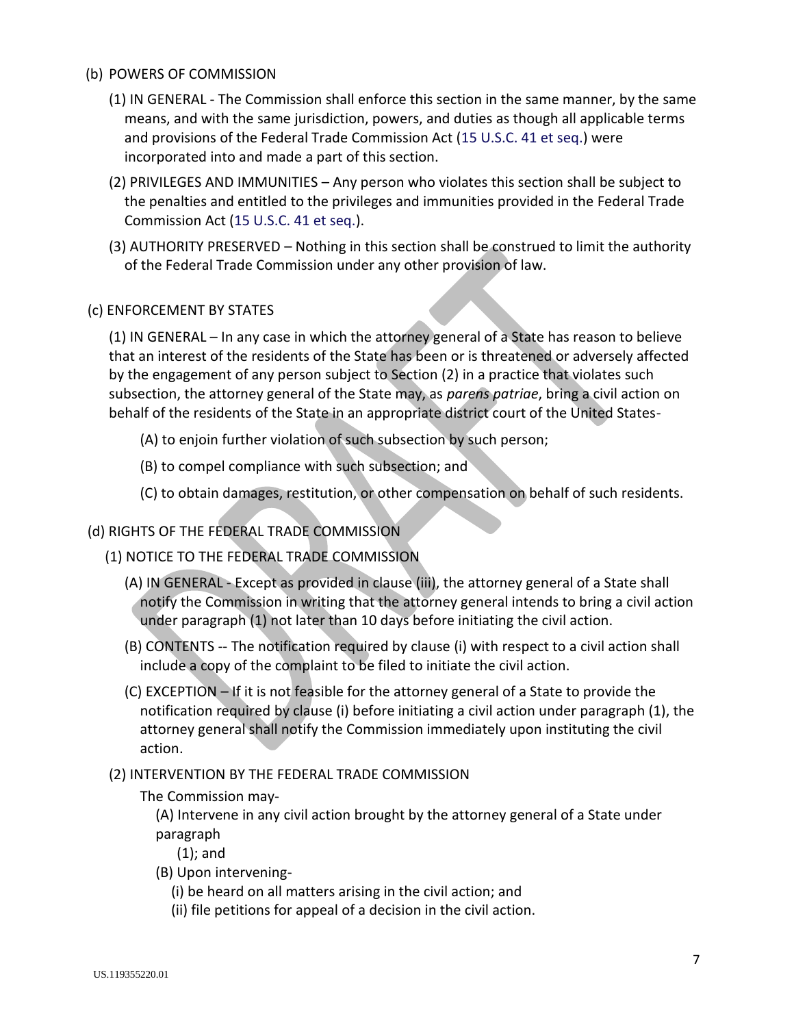(b) POWERS OF COMMISSION

(1) IN GENERAL - The Commission shall enforce this section in the same manner, by the same means, and with the same jurisdiction, powers, and duties as though all applicable terms and provisions of the Federal Trade Commission Act (15 U.S.C. 41 et seq.) were incorporated into and made a part of this section.

(2) PRIVILEGES AND IMMUNITIES – Any person who violates this section shall be subject to the penalties and entitled to the privileges and immunities provided in the Federal Trade Commission Act (15 U.S.C. 41 et seq.).

(3) AUTHORITY PRESERVED – Nothing in this section shall be construed to limit the authority of the Federal Trade Commission under any other provision of law.

(c) ENFORCEMENT BY STATES

(1) IN GENERAL – In any case in which the attorney general of a State has reason to believe that an interest of the residents of the State has been or is threatened or adversely affected by the engagement of any person subject to Section (2) in a practice that violates such subsection, the attorney general of the State may, as *parens patriae*, bring a civil action on behalf of the residents of the State in an appropriate district court of the United States-

(A) to enjoin further violation of such subsection by such person;

(B) to compel compliance with such subsection; and

(C) to obtain damages, restitution, or other compensation on behalf of such residents.

(d) RIGHTS OF THE FEDERAL TRADE COMMISSION

(1) NOTICE TO THE FEDERAL TRADE COMMISSION

(A) IN GENERAL - Except as provided in clause (iii), the attorney general of a State shall notify the Commission in writing that the attorney general intends to bring a civil action under paragraph (1) not later than 10 days before initiating the civil action.

(B) CONTENTS -- The notification required by clause (i) with respect to a civil action shall include a copy of the complaint to be filed to initiate the civil action.

(C) EXCEPTION – If it is not feasible for the attorney general of a State to provide the notification required by clause (i) before initiating a civil action under paragraph (1), the attorney general shall notify the Commission immediately upon instituting the civil action.

(2) INTERVENTION BY THE FEDERAL TRADE COMMISSION

The Commission may-

(A) Intervene in any civil action brought by the attorney general of a State under paragraph (1); and

(B) Upon intervening-

(i) be heard on all matters arising in the civil action; and

(ii) file petitions for appeal of a decision in the civil action.

US.119355220.01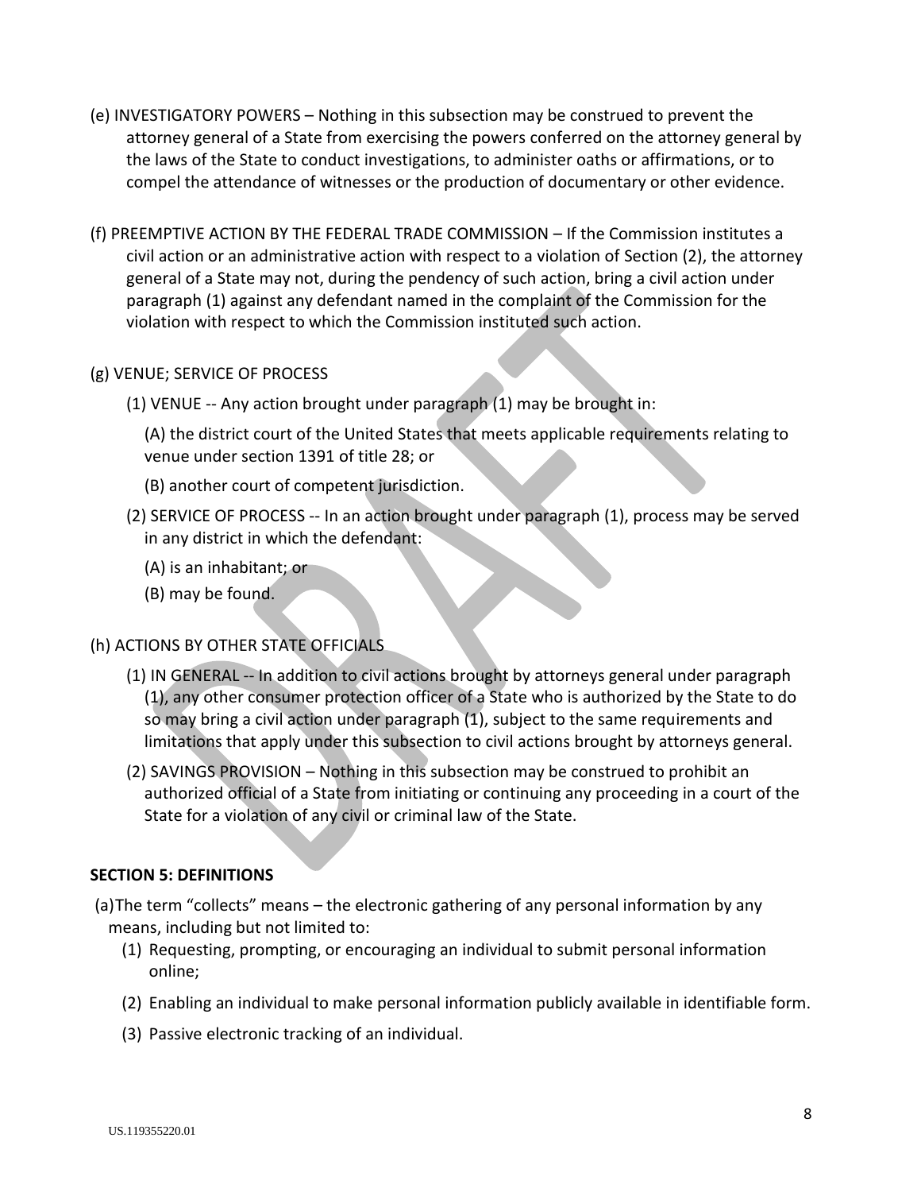(e) INVESTIGATORY POWERS – Nothing in this subsection may be construed to prevent the attorney general of a State from exercising the powers conferred on the attorney general by the laws of the State to conduct investigations, to administer oaths or affirmations, or to compel the attendance of witnesses or the production of documentary or other evidence.

(f) PREEMPTIVE ACTION BY THE FEDERAL TRADE COMMISSION – If the Commission institutes a civil action or an administrative action with respect to a violation of Section (2), the attorney general of a State may not, during the pendency of such action, bring a civil action under paragraph (1) against any defendant named in the complaint of the Commission for the violation with respect to which the Commission instituted such action.

(g) VENUE; SERVICE OF PROCESS

(1) VENUE -- Any action brought under paragraph (1) may be brought in:

(A) the district court of the United States that meets applicable requirements relating to venue under section 1391 of title 28; or

(B) another court of competent jurisdiction.

(2) SERVICE OF PROCESS -- In an action brought under paragraph (1), process may be served in any district in which the defendant:

(A) is an inhabitant; or

(B) may be found.

(h) ACTIONS BY OTHER STATE OFFICIALS

(1) IN GENERAL -- In addition to civil actions brought by attorneys general under paragraph (1), any other consumer protection officer of a State who is authorized by the State to do so may bring a civil action under paragraph (1), subject to the same requirements and limitations that apply under this subsection to civil actions brought by attorneys general.

(2) SAVINGS PROVISION – Nothing in this subsection may be construed to prohibit an authorized official of a State from initiating or continuing any proceeding in a court of the State for a violation of any civil or criminal law of the State.

**SECTION 5: DEFINITIONS**

(a) The term "collects" means – the electronic gathering of any personal information by any means, including but not limited to:

(1) Requesting, prompting, or encouraging an individual to submit personal information online;

(2) Enabling an individual to make personal information publicly available in identifiable form.

(3) Passive electronic tracking of an individual.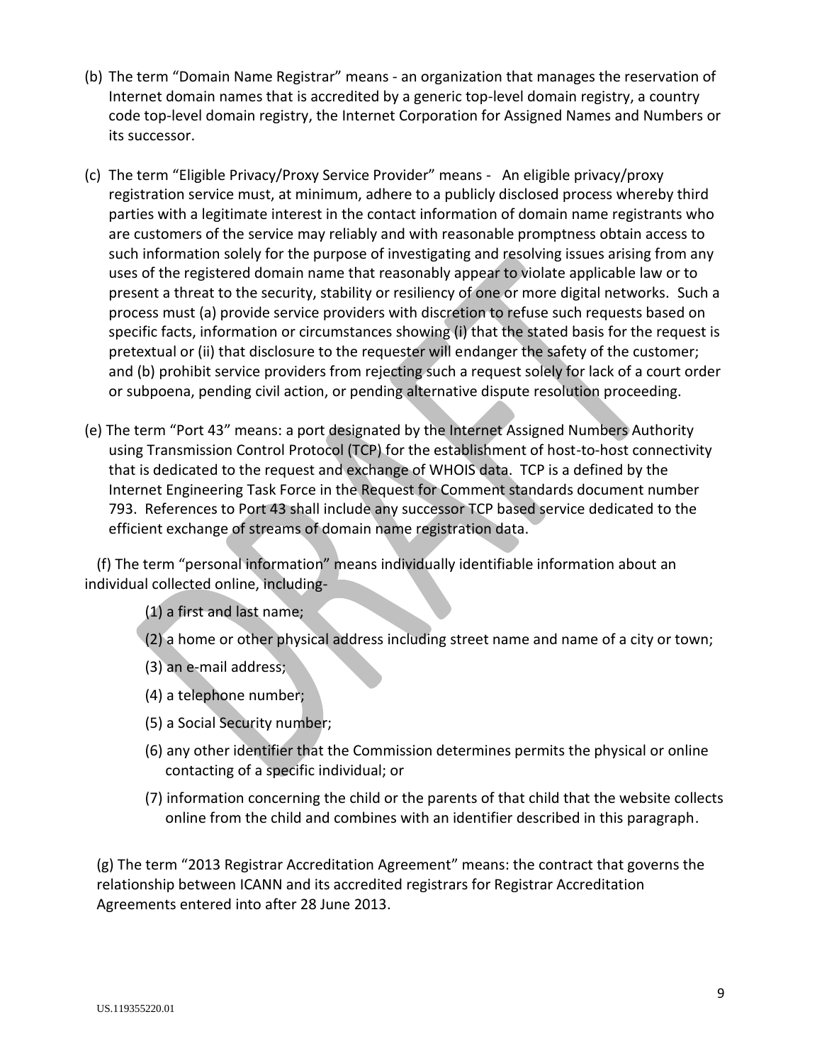(b) The term “Domain Name Registrar” means - an organization that manages the reservation of Internet domain names that is accredited by a generic top-level domain registry, a country code top-level domain registry, the Internet Corporation for Assigned Names and Numbers or its successor.

(c) The term “Eligible Privacy/Proxy Service Provider” means - An eligible privacy/proxy registration service must, at minimum, adhere to a publicly disclosed process whereby third parties with a legitimate interest in the contact information of domain name registrants who are customers of the service may reliably and with reasonable promptness obtain access to such information solely for the purpose of investigating and resolving issues arising from any uses of the registered domain name that reasonably appear to violate applicable law or to present a threat to the security, stability or resiliency of one or more digital networks. Such a process must (a) provide service providers with discretion to refuse such requests based on specific facts, information or circumstances showing (i) that the stated basis for the request is pretextual or (ii) that disclosure to the requester will endanger the safety of the customer; and (b) prohibit service providers from rejecting such a request solely for lack of a court order or subpoena, pending civil action, or pending alternative dispute resolution proceeding.

(e) The term “Port 43” means: a port designated by the Internet Assigned Numbers Authority using Transmission Control Protocol (TCP) for the establishment of host-to-host connectivity that is dedicated to the request and exchange of WHOIS data. TCP is a defined by the Internet Engineering Task Force in the Request for Comment standards document number 793. References to Port 43 shall include any successor TCP based service dedicated to the efficient exchange of streams of domain name registration data.

(f) The term “personal information” means individually identifiable information about an individual collected online, including-

(1) a first and last name;

(2) a home or other physical address including street name and name of a city or town;

(3) an e-mail address;

(4) a telephone number;

(5) a Social Security number;

(6) any other identifier that the Commission determines permits the physical or online contacting of a specific individual; or

(7) information concerning the child or the parents of that child that the website collects online from the child and combines with an identifier described in this paragraph.

(g) The term “2013 Registrar Accreditation Agreement” means: the contract that governs the relationship between ICANN and its accredited registrars for Registrar Accreditation Agreements entered into after 28 June 2013.

US.119355220.01